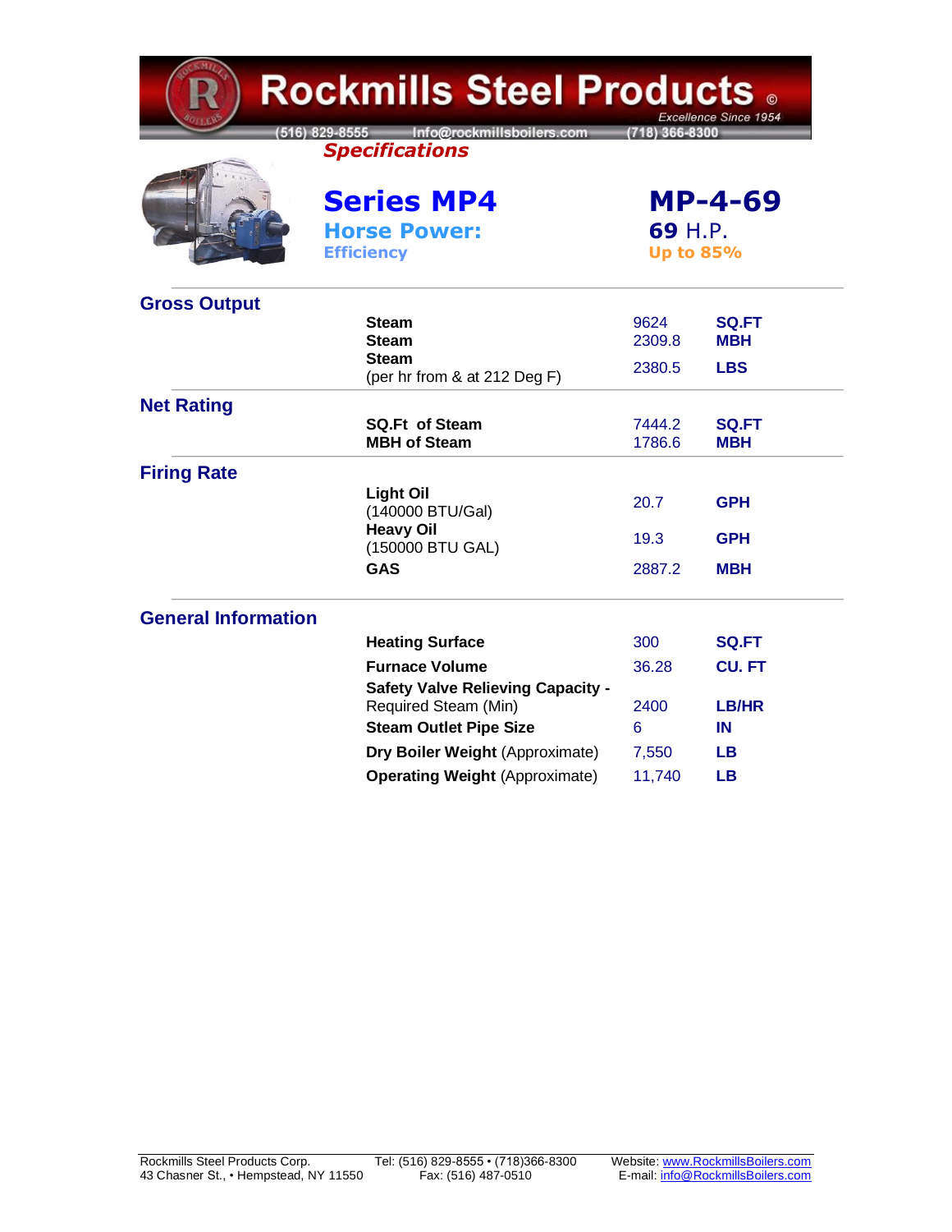# Rockmills Steel Products

*Excellence Since 1954*

(516) 829-8555 Info@rockmillsboilers.com (718) 366-8300

***Specifications***

## Series MP4 — MP-4-69

**Horse Power:** 69 H.P.

**Efficiency:** Up to 85%

### Gross Output

| | | |
|---|---|---|
| **Steam** | 9624 | **SQ.FT** |
| **Steam** | 2309.8 | **MBH** |
| **Steam** (per hr from & at 212 Deg F) | 2380.5 | **LBS** |

### Net Rating

| | | |
|---|---|---|
| **SQ.Ft of Steam** | 7444.2 | **SQ.FT** |
| **MBH of Steam** | 1786.6 | **MBH** |

### Firing Rate

| | | |
|---|---|---|
| **Light Oil** (140000 BTU/Gal) | 20.7 | **GPH** |
| **Heavy Oil** (150000 BTU GAL) | 19.3 | **GPH** |
| **GAS** | 2887.2 | **MBH** |

### General Information

| | | |
|---|---|---|
| **Heating Surface** | 300 | **SQ.FT** |
| **Furnace Volume** | 36.28 | **CU. FT** |
| **Safety Valve Relieving Capacity -** Required Steam (Min) | 2400 | **LB/HR** |
| **Steam Outlet Pipe Size** | 6 | **IN** |
| **Dry Boiler Weight** (Approximate) | 7,550 | **LB** |
| **Operating Weight** (Approximate) | 11,740 | **LB** |

Rockmills Steel Products Corp.
43 Chasner St., • Hempstead, NY 11550
Tel: (516) 829-8555 • (718)366-8300
Fax: (516) 487-0510
Website: www.RockmillsBoilers.com
E-mail: info@RockmillsBoilers.com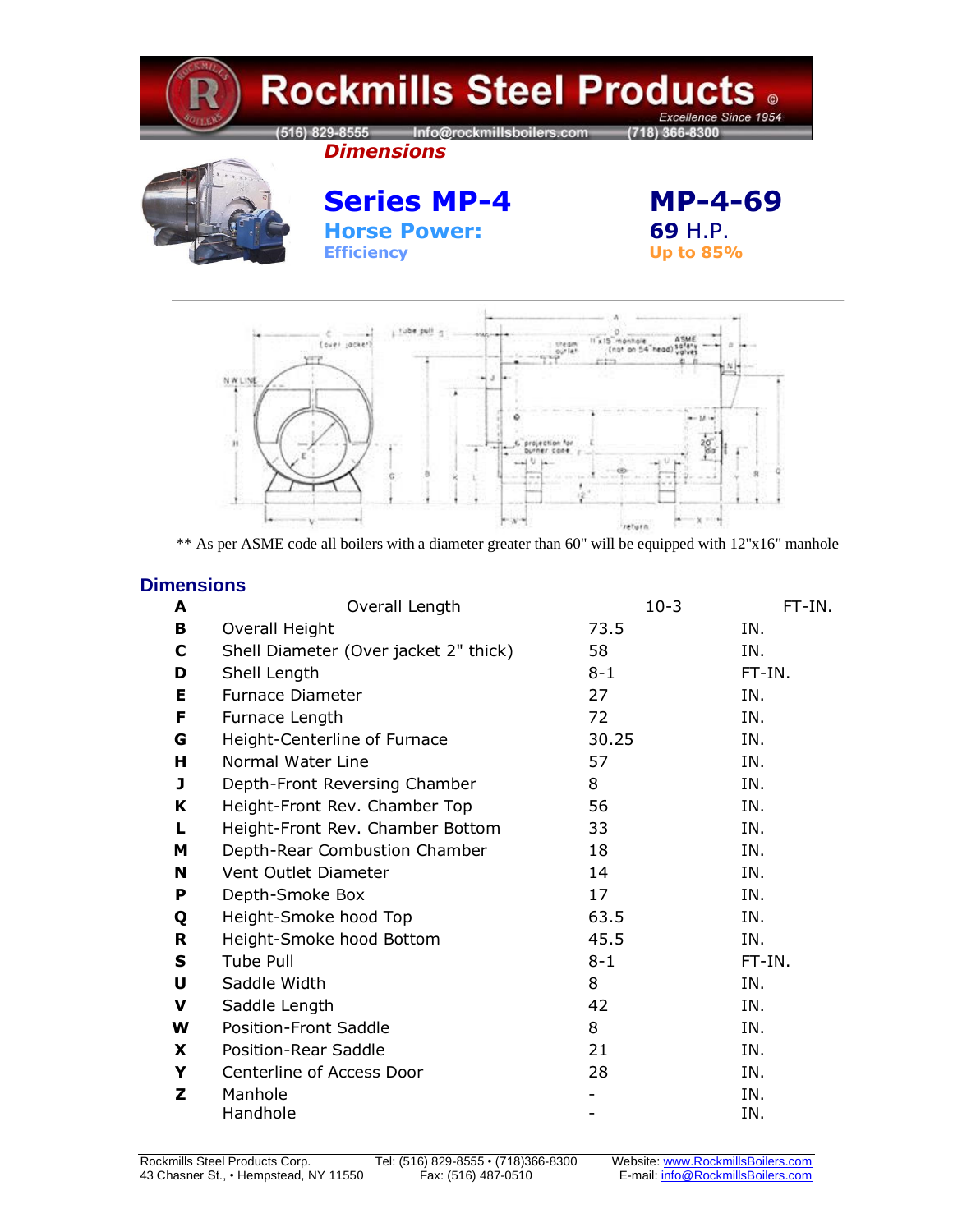# Rockmills Steel Products ©

Excellence Since 1954

(516) 829-8555 Info@rockmillsboilers.com (718) 366-8300

***Dimensions***

## Series MP-4

**Horse Power:**

**Efficiency**

## MP-4-69

**69** H.P.

**Up to 85%**

** As per ASME code all boilers with a diameter greater than 60" will be equipped with 12"x16" manhole

## Dimensions

| | | | |
|---|---|---|---|
| **A** | Overall Length | 10-3 | FT-IN. |
| **B** | Overall Height | 73.5 | IN. |
| **C** | Shell Diameter (Over jacket 2" thick) | 58 | IN. |
| **D** | Shell Length | 8-1 | FT-IN. |
| **E** | Furnace Diameter | 27 | IN. |
| **F** | Furnace Length | 72 | IN. |
| **G** | Height-Centerline of Furnace | 30.25 | IN. |
| **H** | Normal Water Line | 57 | IN. |
| **J** | Depth-Front Reversing Chamber | 8 | IN. |
| **K** | Height-Front Rev. Chamber Top | 56 | IN. |
| **L** | Height-Front Rev. Chamber Bottom | 33 | IN. |
| **M** | Depth-Rear Combustion Chamber | 18 | IN. |
| **N** | Vent Outlet Diameter | 14 | IN. |
| **P** | Depth-Smoke Box | 17 | IN. |
| **Q** | Height-Smoke hood Top | 63.5 | IN. |
| **R** | Height-Smoke hood Bottom | 45.5 | IN. |
| **S** | Tube Pull | 8-1 | FT-IN. |
| **U** | Saddle Width | 8 | IN. |
| **V** | Saddle Length | 42 | IN. |
| **W** | Position-Front Saddle | 8 | IN. |
| **X** | Position-Rear Saddle | 21 | IN. |
| **Y** | Centerline of Access Door | 28 | IN. |
| **Z** | Manhole | - | IN. |
| | Handhole | - | IN. |

Rockmills Steel Products Corp.
43 Chasner St., • Hempstead, NY 11550

Tel: (516) 829-8555 • (718)366-8300
Fax: (516) 487-0510

Website: www.RockmillsBoilers.com
E-mail: info@RockmillsBoilers.com